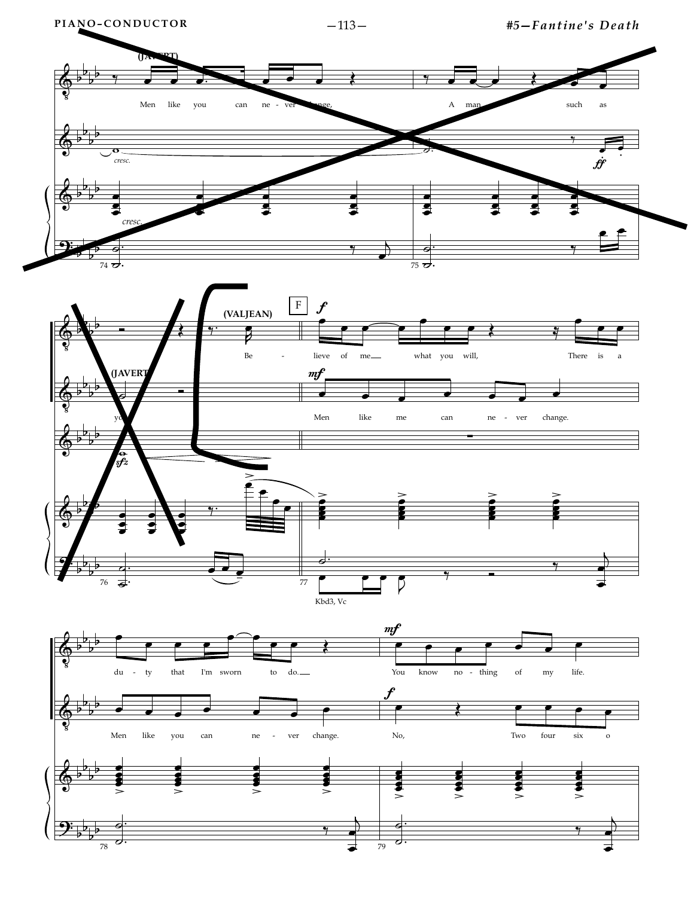(JAVERT)

Men like you can ne - ver change,

A man such as

*cresc.*

*ff*

*cresc.*

74

75

(JAVERT)

you

*sfz*

(VALJEAN)

Be -

F

*f*

lieve of me what you will,

There is a

*mf*

Men like me can ne - ver change.

76

77

Kbd3, Vc

du - ty that I'm sworn to do.

*mf*

You know no - thing of my life.

Men like you can ne - ver change.

*f*

No, Two four six o

78

79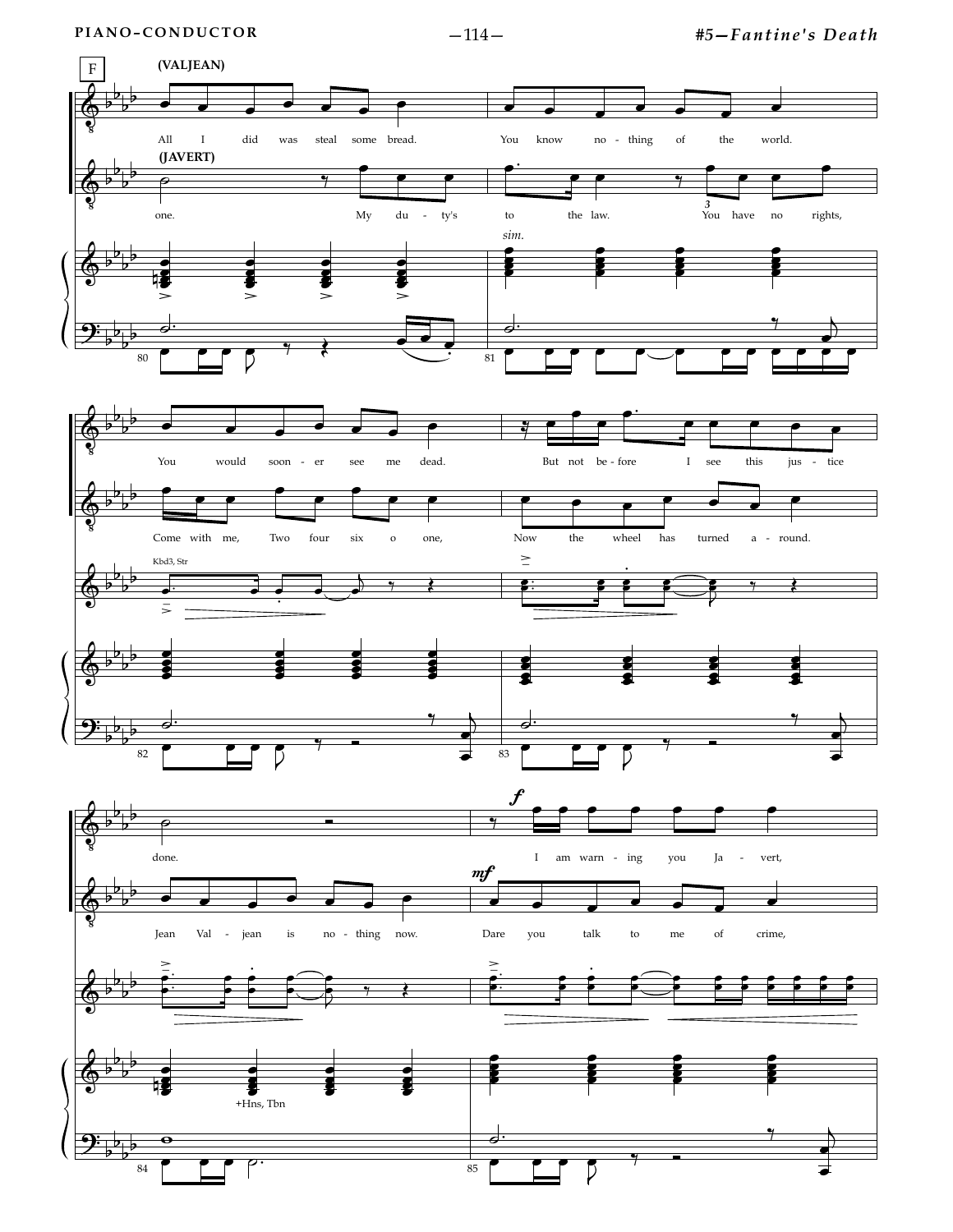F

(VALJEAN)

All I did was steal some bread. You know no-thing of the world.

(JAVERT)

one. My du-ty's to the law. You have no rights,

*sim.*

You would soon-er see me dead. But not be-fore I see this jus-tice

Come with me, Two four six o one, Now the wheel has turned a-round.

Kbd3, Str

done. I am warn-ing you Ja-vert,

Jean Val-jean is no-thing now. Dare you talk to me of crime,

+Hns, Tbn

***f*** ***mf***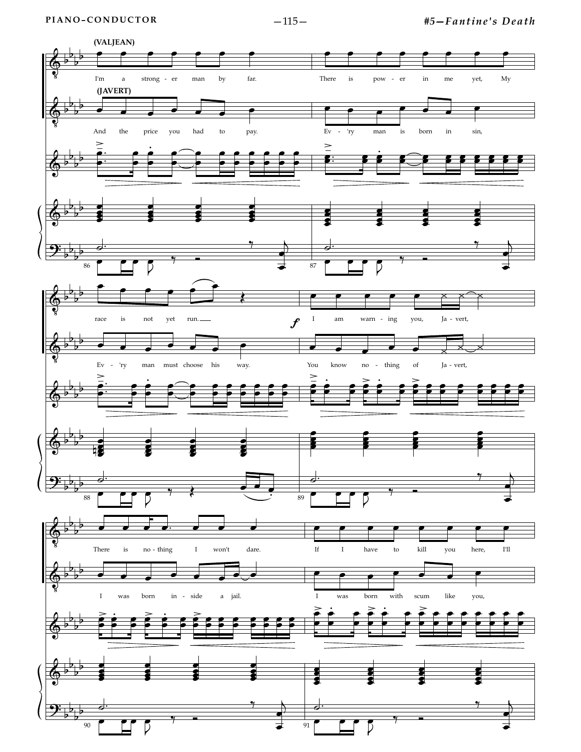**(VALJEAN)**

I'm a strong - er man by far. There is pow - er in me yet, My race is not yet run. I am warn - ing you, Ja - vert, There is no - thing I won't dare. If I have to kill you here, I'll

**(JAVERT)**

And the price you had to pay. Ev - 'ry man is born in sin, Ev - 'ry man must choose his way. You know no - thing of Ja - vert, I was born in - side a jail. I was born with scum like you,

*f*

86 87 88 89 90 91